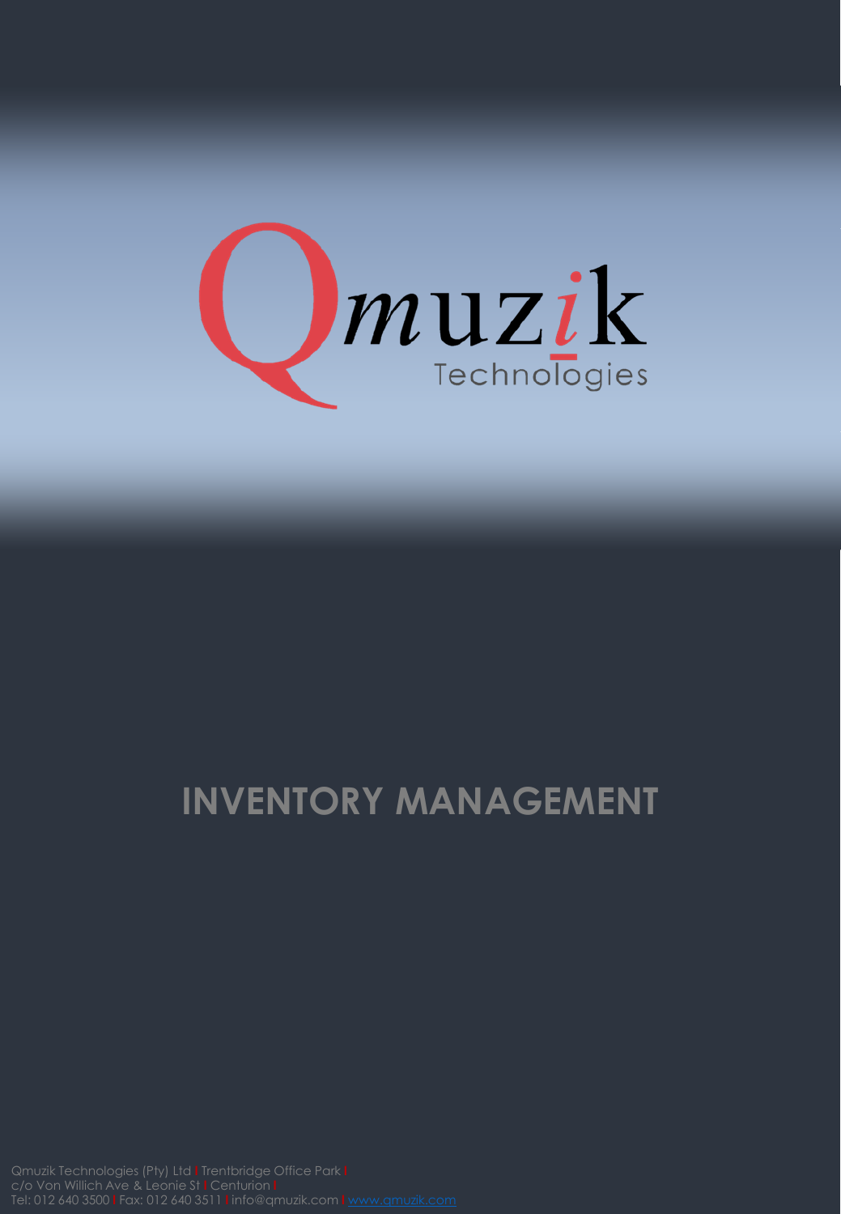Qmuzik Technologies

# INVENTORY MANAGEMENT

Qmuzik Technologies (Pty) Ltd | Trentbridge Office Park |
c/o Von Willich Ave & Leonie St | Centurion |
Tel: 012 640 3500 | Fax: 012 640 3511 | info@qmuzik.com | www.qmuzik.com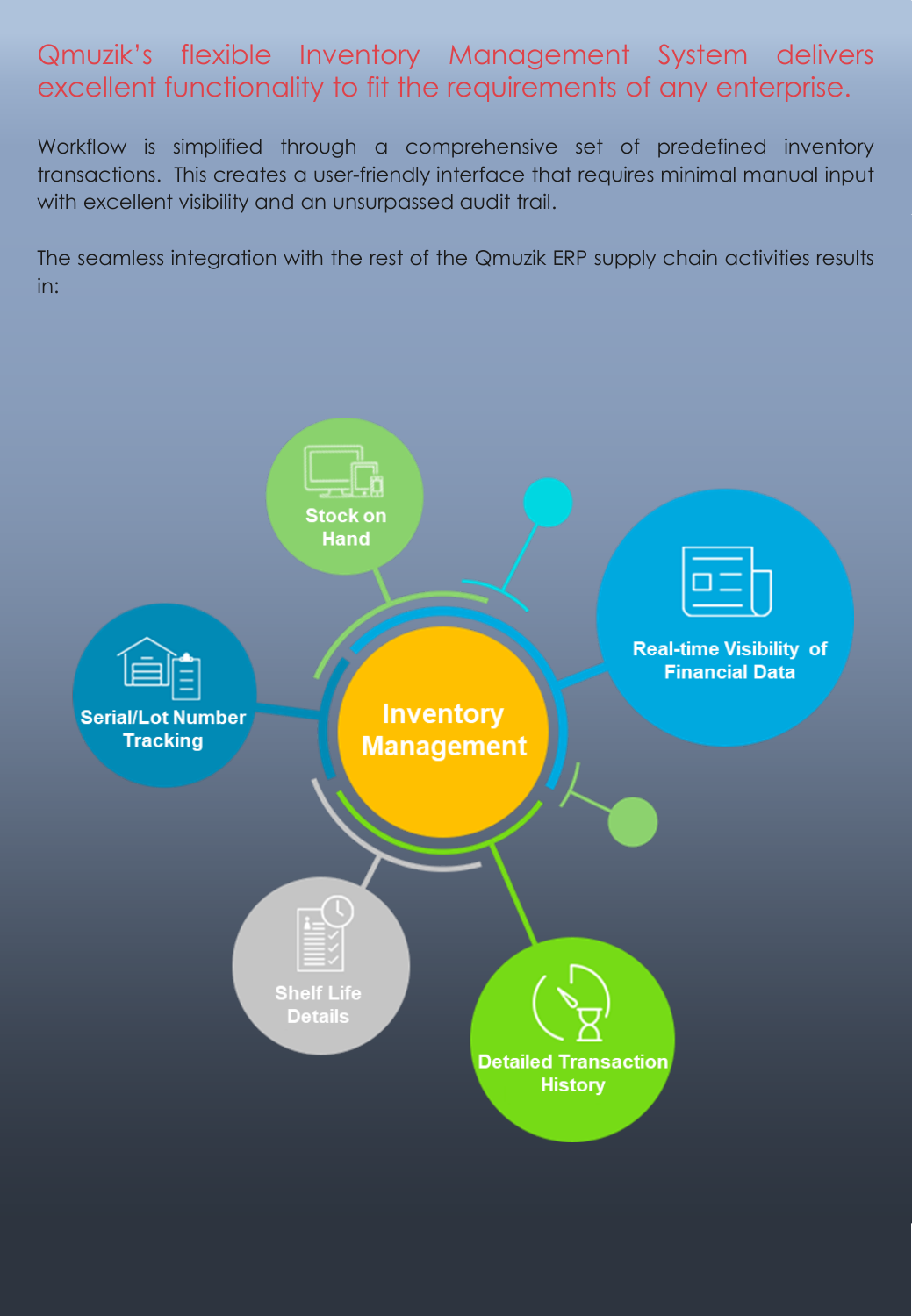## Qmuzik's flexible Inventory Management System delivers excellent functionality to fit the requirements of any enterprise.

Workflow is simplified through a comprehensive set of predefined inventory transactions. This creates a user-friendly interface that requires minimal manual input with excellent visibility and an unsurpassed audit trail.

The seamless integration with the rest of the Qmuzik ERP supply chain activities results in:

**Inventory Management**

- Stock on Hand
- Real-time Visibility of Financial Data
- Detailed Transaction History
- Shelf Life Details
- Serial/Lot Number Tracking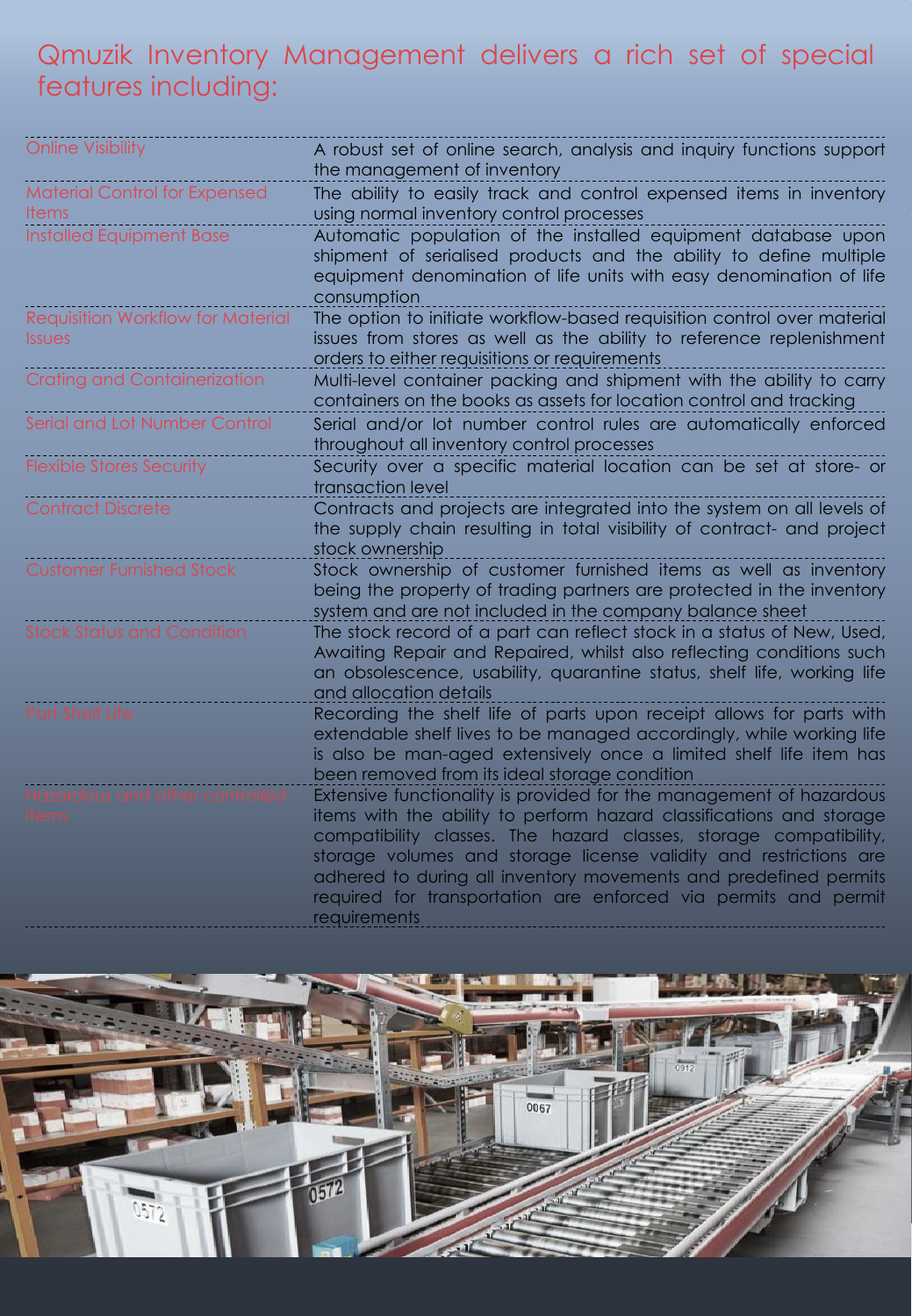# Qmuzik Inventory Management delivers a rich set of special features including:

| | |
|---|---|
| Online Visibility | A robust set of online search, analysis and inquiry functions support the management of inventory |
| Material Control for Expensed Items | The ability to easily track and control expensed items in inventory using normal inventory control processes |
| Installed Equipment Base | Automatic population of the installed equipment database upon shipment of serialised products and the ability to define multiple equipment denomination of life units with easy denomination of life consumption |
| Requisition Workflow for Material Issues | The option to initiate workflow-based requisition control over material issues from stores as well as the ability to reference replenishment orders to either requisitions or requirements |
| Crating and Containerization | Multi-level container packing and shipment with the ability to carry containers on the books as assets for location control and tracking |
| Serial and Lot Number Control | Serial and/or lot number control rules are automatically enforced throughout all inventory control processes |
| Flexible Stores Security | Security over a specific material location can be set at store- or transaction level |
| Contract Discrete | Contracts and projects are integrated into the system on all levels of the supply chain resulting in total visibility of contract- and project stock ownership |
| Customer Furnished Stock | Stock ownership of customer furnished items as well as inventory being the property of trading partners are protected in the inventory system and are not included in the company balance sheet |
| Stock Status and Condition | The stock record of a part can reflect stock in a status of New, Used, Awaiting Repair and Repaired, whilst also reflecting conditions such an obsolescence, usability, quarantine status, shelf life, working life and allocation details |
| Part Shelf Life | Recording the shelf life of parts upon receipt allows for parts with extendable shelf lives to be managed accordingly, while working life is also be man-aged extensively once a limited shelf life item has been removed from its ideal storage condition |
| Hazardous and other controlled items | Extensive functionality is provided for the management of hazardous items with the ability to perform hazard classifications and storage compatibility classes. The hazard classes, storage compatibility, storage volumes and storage license validity and restrictions are adhered to during all inventory movements and predefined permits required for transportation are enforced via permits and permit requirements |